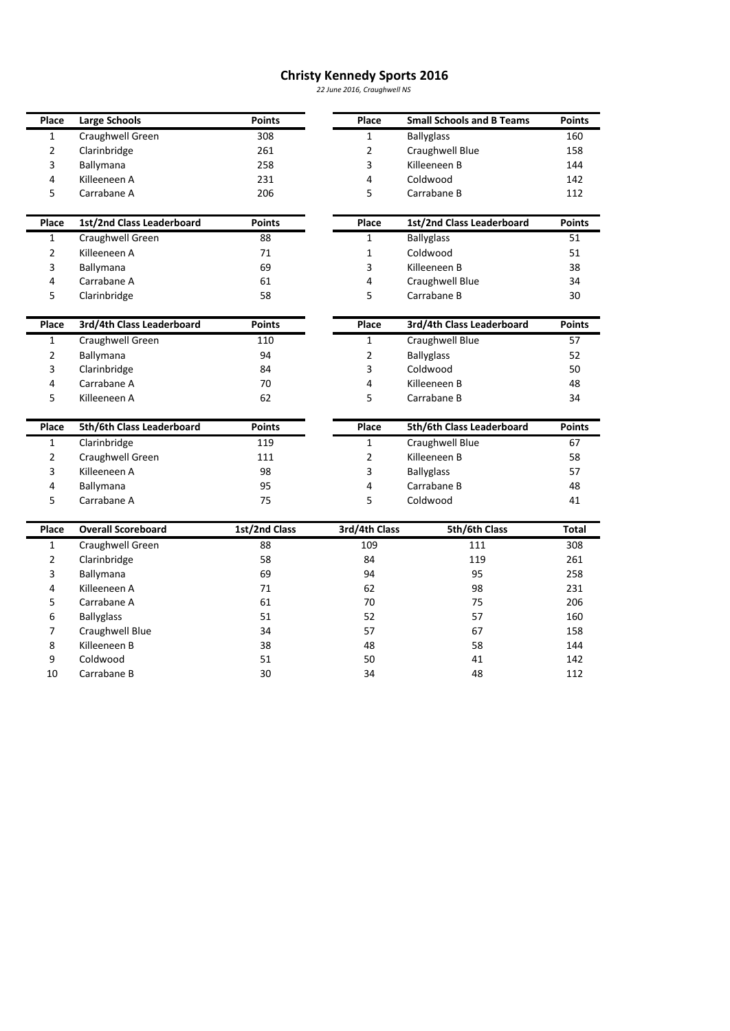# Christy Kennedy Sports 2016

*22 June 2016, Craughwell NS*

| Place | Large Schools | Points |
|---|---|---|
| 1 | Craughwell Green | 308 |
| 2 | Clarinbridge | 261 |
| 3 | Ballymana | 258 |
| 4 | Killeeneen A | 231 |
| 5 | Carrabane A | 206 |

| Place | Small Schools and B Teams | Points |
|---|---|---|
| 1 | Ballyglass | 160 |
| 2 | Craughwell Blue | 158 |
| 3 | Killeeneen B | 144 |
| 4 | Coldwood | 142 |
| 5 | Carrabane B | 112 |

| Place | 1st/2nd Class Leaderboard | Points |
|---|---|---|
| 1 | Craughwell Green | 88 |
| 2 | Killeeneen A | 71 |
| 3 | Ballymana | 69 |
| 4 | Carrabane A | 61 |
| 5 | Clarinbridge | 58 |

| Place | 1st/2nd Class Leaderboard | Points |
|---|---|---|
| 1 | Ballyglass | 51 |
| 1 | Coldwood | 51 |
| 3 | Killeeneen B | 38 |
| 4 | Craughwell Blue | 34 |
| 5 | Carrabane B | 30 |

| Place | 3rd/4th Class Leaderboard | Points |
|---|---|---|
| 1 | Craughwell Green | 110 |
| 2 | Ballymana | 94 |
| 3 | Clarinbridge | 84 |
| 4 | Carrabane A | 70 |
| 5 | Killeeneen A | 62 |

| Place | 3rd/4th Class Leaderboard | Points |
|---|---|---|
| 1 | Craughwell Blue | 57 |
| 2 | Ballyglass | 52 |
| 3 | Coldwood | 50 |
| 4 | Killeeneen B | 48 |
| 5 | Carrabane B | 34 |

| Place | 5th/6th Class Leaderboard | Points |
|---|---|---|
| 1 | Clarinbridge | 119 |
| 2 | Craughwell Green | 111 |
| 3 | Killeeneen A | 98 |
| 4 | Ballymana | 95 |
| 5 | Carrabane A | 75 |

| Place | 5th/6th Class Leaderboard | Points |
|---|---|---|
| 1 | Craughwell Blue | 67 |
| 2 | Killeeneen B | 58 |
| 3 | Ballyglass | 57 |
| 4 | Carrabane B | 48 |
| 5 | Coldwood | 41 |

| Place | Overall Scoreboard | 1st/2nd Class | 3rd/4th Class | 5th/6th Class | Total |
|---|---|---|---|---|---|
| 1 | Craughwell Green | 88 | 109 | 111 | 308 |
| 2 | Clarinbridge | 58 | 84 | 119 | 261 |
| 3 | Ballymana | 69 | 94 | 95 | 258 |
| 4 | Killeeneen A | 71 | 62 | 98 | 231 |
| 5 | Carrabane A | 61 | 70 | 75 | 206 |
| 6 | Ballyglass | 51 | 52 | 57 | 160 |
| 7 | Craughwell Blue | 34 | 57 | 67 | 158 |
| 8 | Killeeneen B | 38 | 48 | 58 | 144 |
| 9 | Coldwood | 51 | 50 | 41 | 142 |
| 10 | Carrabane B | 30 | 34 | 48 | 112 |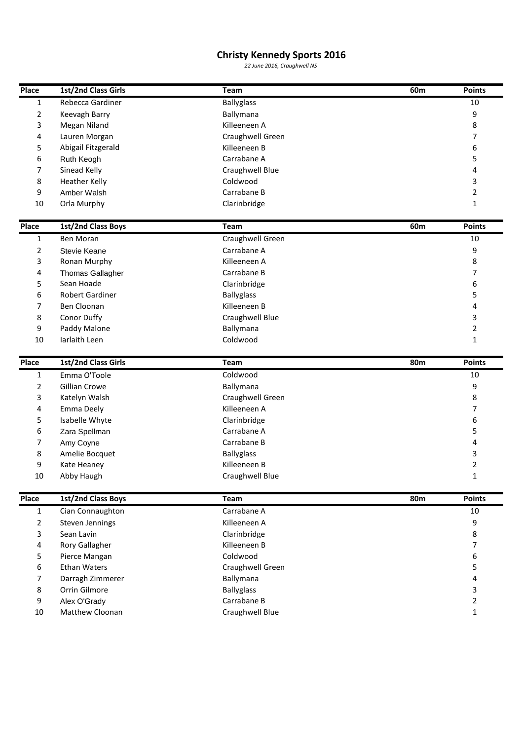# Christy Kennedy Sports 2016

*22 June 2016, Craughwell NS*

| Place | 1st/2nd Class Girls | Team | 60m | Points |
|---|---|---|---|---|
| 1 | Rebecca Gardiner | Ballyglass | | 10 |
| 2 | Keevagh Barry | Ballymana | | 9 |
| 3 | Megan Niland | Killeeneen A | | 8 |
| 4 | Lauren Morgan | Craughwell Green | | 7 |
| 5 | Abigail Fitzgerald | Killeeneen B | | 6 |
| 6 | Ruth Keogh | Carrabane A | | 5 |
| 7 | Sinead Kelly | Craughwell Blue | | 4 |
| 8 | Heather Kelly | Coldwood | | 3 |
| 9 | Amber Walsh | Carrabane B | | 2 |
| 10 | Orla Murphy | Clarinbridge | | 1 |

| Place | 1st/2nd Class Boys | Team | 60m | Points |
|---|---|---|---|---|
| 1 | Ben Moran | Craughwell Green | | 10 |
| 2 | Stevie Keane | Carrabane A | | 9 |
| 3 | Ronan Murphy | Killeeneen A | | 8 |
| 4 | Thomas Gallagher | Carrabane B | | 7 |
| 5 | Sean Hoade | Clarinbridge | | 6 |
| 6 | Robert Gardiner | Ballyglass | | 5 |
| 7 | Ben Cloonan | Killeeneen B | | 4 |
| 8 | Conor Duffy | Craughwell Blue | | 3 |
| 9 | Paddy Malone | Ballymana | | 2 |
| 10 | Iarlaith Leen | Coldwood | | 1 |

| Place | 1st/2nd Class Girls | Team | 80m | Points |
|---|---|---|---|---|
| 1 | Emma O'Toole | Coldwood | | 10 |
| 2 | Gillian Crowe | Ballymana | | 9 |
| 3 | Katelyn Walsh | Craughwell Green | | 8 |
| 4 | Emma Deely | Killeeneen A | | 7 |
| 5 | Isabelle Whyte | Clarinbridge | | 6 |
| 6 | Zara Spellman | Carrabane A | | 5 |
| 7 | Amy Coyne | Carrabane B | | 4 |
| 8 | Amelie Bocquet | Ballyglass | | 3 |
| 9 | Kate Heaney | Killeeneen B | | 2 |
| 10 | Abby Haugh | Craughwell Blue | | 1 |

| Place | 1st/2nd Class Boys | Team | 80m | Points |
|---|---|---|---|---|
| 1 | Cian Connaughton | Carrabane A | | 10 |
| 2 | Steven Jennings | Killeeneen A | | 9 |
| 3 | Sean Lavin | Clarinbridge | | 8 |
| 4 | Rory Gallagher | Killeeneen B | | 7 |
| 5 | Pierce Mangan | Coldwood | | 6 |
| 6 | Ethan Waters | Craughwell Green | | 5 |
| 7 | Darragh Zimmerer | Ballymana | | 4 |
| 8 | Orrin Gilmore | Ballyglass | | 3 |
| 9 | Alex O'Grady | Carrabane B | | 2 |
| 10 | Matthew Cloonan | Craughwell Blue | | 1 |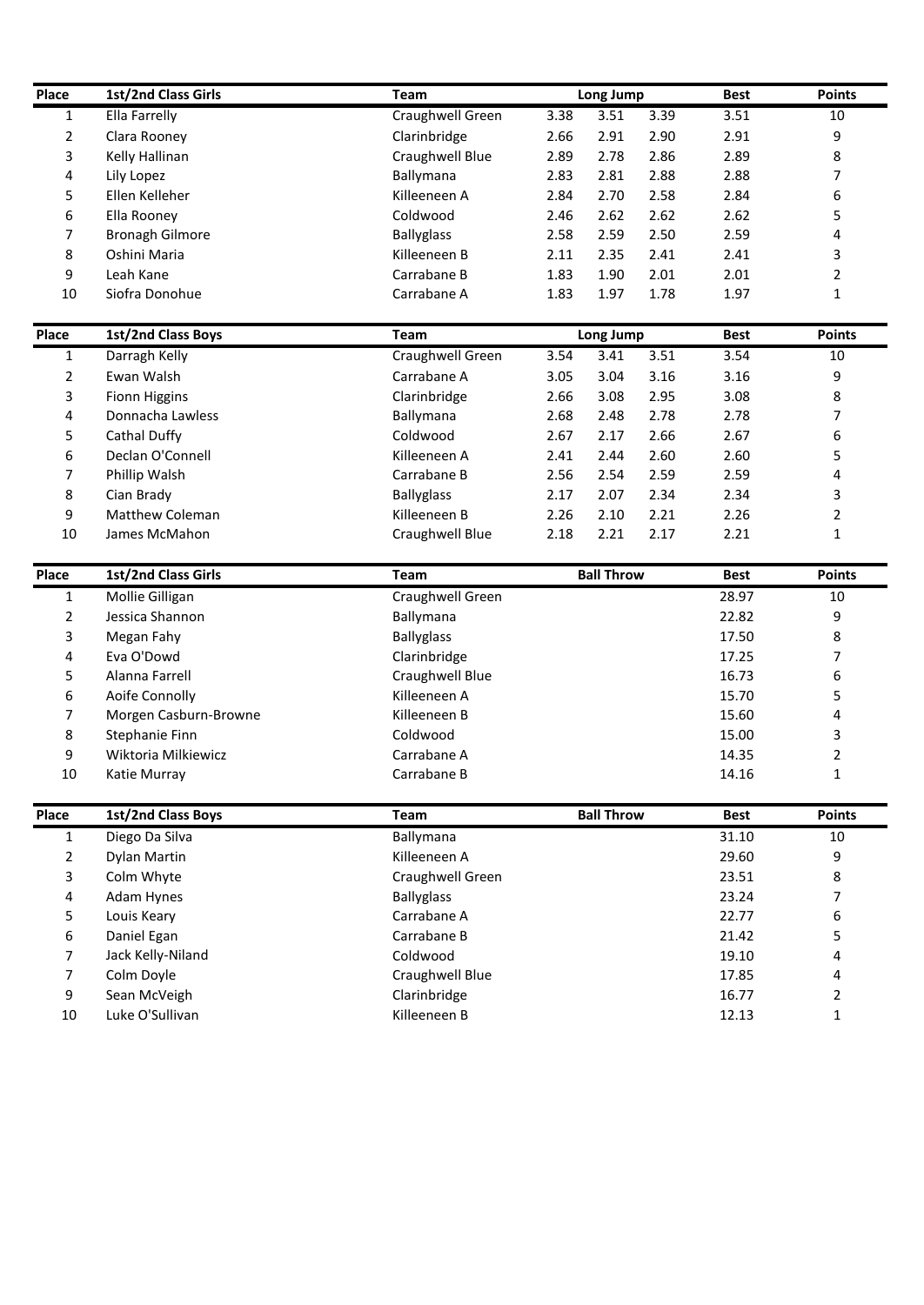| Place | 1st/2nd Class Girls | Team | Long Jump | | | Best | Points |
|---|---|---|---|---|---|---|---|
| 1 | Ella Farrelly | Craughwell Green | 3.38 | 3.51 | 3.39 | 3.51 | 10 |
| 2 | Clara Rooney | Clarinbridge | 2.66 | 2.91 | 2.90 | 2.91 | 9 |
| 3 | Kelly Hallinan | Craughwell Blue | 2.89 | 2.78 | 2.86 | 2.89 | 8 |
| 4 | Lily Lopez | Ballymana | 2.83 | 2.81 | 2.88 | 2.88 | 7 |
| 5 | Ellen Kelleher | Killeeneen A | 2.84 | 2.70 | 2.58 | 2.84 | 6 |
| 6 | Ella Rooney | Coldwood | 2.46 | 2.62 | 2.62 | 2.62 | 5 |
| 7 | Bronagh Gilmore | Ballyglass | 2.58 | 2.59 | 2.50 | 2.59 | 4 |
| 8 | Oshini Maria | Killeeneen B | 2.11 | 2.35 | 2.41 | 2.41 | 3 |
| 9 | Leah Kane | Carrabane B | 1.83 | 1.90 | 2.01 | 2.01 | 2 |
| 10 | Siofra Donohue | Carrabane A | 1.83 | 1.97 | 1.78 | 1.97 | 1 |

| Place | 1st/2nd Class Boys | Team | Long Jump | | | Best | Points |
|---|---|---|---|---|---|---|---|
| 1 | Darragh Kelly | Craughwell Green | 3.54 | 3.41 | 3.51 | 3.54 | 10 |
| 2 | Ewan Walsh | Carrabane A | 3.05 | 3.04 | 3.16 | 3.16 | 9 |
| 3 | Fionn Higgins | Clarinbridge | 2.66 | 3.08 | 2.95 | 3.08 | 8 |
| 4 | Donnacha Lawless | Ballymana | 2.68 | 2.48 | 2.78 | 2.78 | 7 |
| 5 | Cathal Duffy | Coldwood | 2.67 | 2.17 | 2.66 | 2.67 | 6 |
| 6 | Declan O'Connell | Killeeneen A | 2.41 | 2.44 | 2.60 | 2.60 | 5 |
| 7 | Phillip Walsh | Carrabane B | 2.56 | 2.54 | 2.59 | 2.59 | 4 |
| 8 | Cian Brady | Ballyglass | 2.17 | 2.07 | 2.34 | 2.34 | 3 |
| 9 | Matthew Coleman | Killeeneen B | 2.26 | 2.10 | 2.21 | 2.26 | 2 |
| 10 | James McMahon | Craughwell Blue | 2.18 | 2.21 | 2.17 | 2.21 | 1 |

| Place | 1st/2nd Class Girls | Team | Ball Throw | Best | Points |
|---|---|---|---|---|---|
| 1 | Mollie Gilligan | Craughwell Green | | 28.97 | 10 |
| 2 | Jessica Shannon | Ballymana | | 22.82 | 9 |
| 3 | Megan Fahy | Ballyglass | | 17.50 | 8 |
| 4 | Eva O'Dowd | Clarinbridge | | 17.25 | 7 |
| 5 | Alanna Farrell | Craughwell Blue | | 16.73 | 6 |
| 6 | Aoife Connolly | Killeeneen A | | 15.70 | 5 |
| 7 | Morgen Casburn-Browne | Killeeneen B | | 15.60 | 4 |
| 8 | Stephanie Finn | Coldwood | | 15.00 | 3 |
| 9 | Wiktoria Milkiewicz | Carrabane A | | 14.35 | 2 |
| 10 | Katie Murray | Carrabane B | | 14.16 | 1 |

| Place | 1st/2nd Class Boys | Team | Ball Throw | Best | Points |
|---|---|---|---|---|---|
| 1 | Diego Da Silva | Ballymana | | 31.10 | 10 |
| 2 | Dylan Martin | Killeeneen A | | 29.60 | 9 |
| 3 | Colm Whyte | Craughwell Green | | 23.51 | 8 |
| 4 | Adam Hynes | Ballyglass | | 23.24 | 7 |
| 5 | Louis Keary | Carrabane A | | 22.77 | 6 |
| 6 | Daniel Egan | Carrabane B | | 21.42 | 5 |
| 7 | Jack Kelly-Niland | Coldwood | | 19.10 | 4 |
| 7 | Colm Doyle | Craughwell Blue | | 17.85 | 4 |
| 9 | Sean McVeigh | Clarinbridge | | 16.77 | 2 |
| 10 | Luke O'Sullivan | Killeeneen B | | 12.13 | 1 |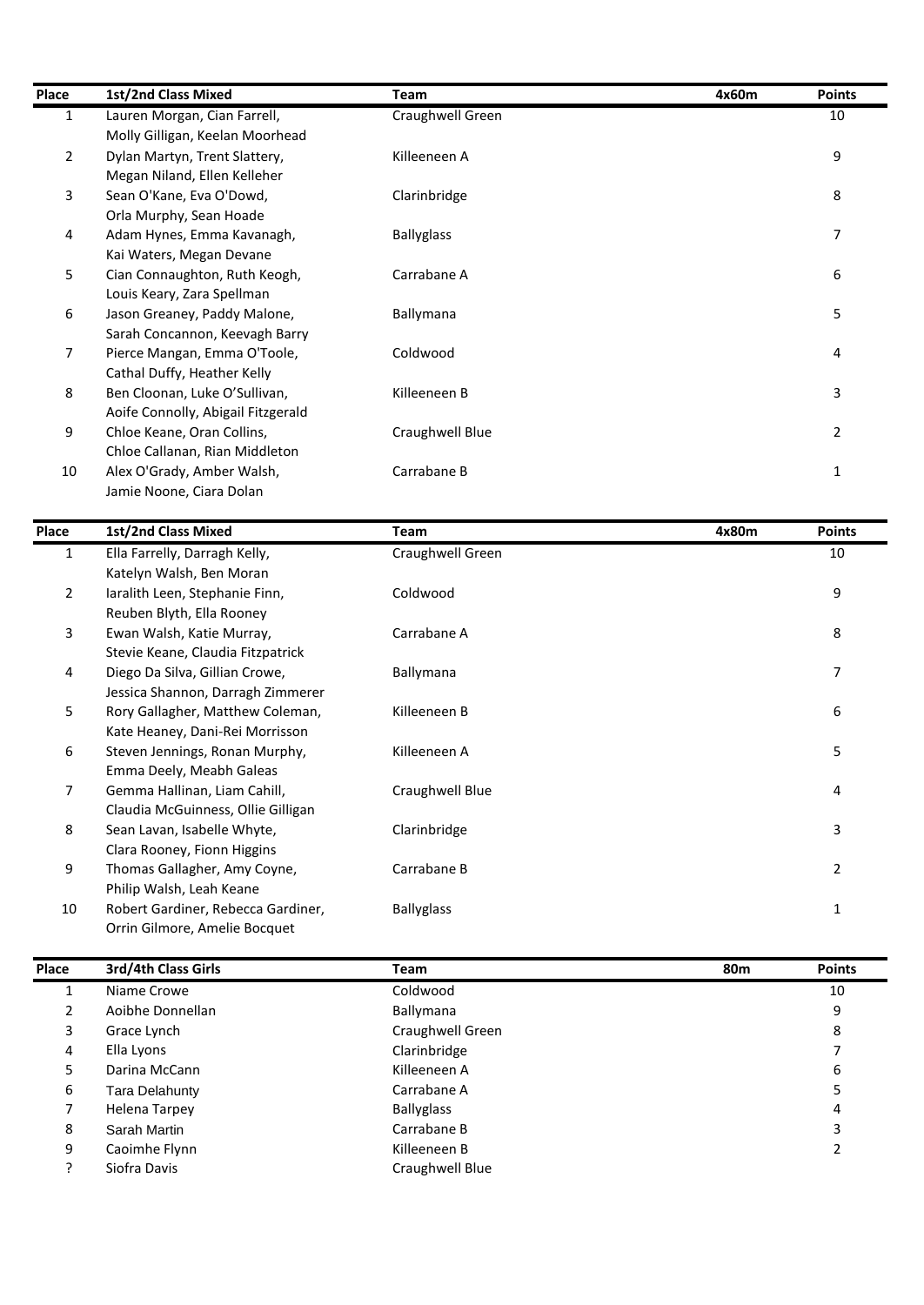| Place | 1st/2nd Class Mixed | Team | 4x60m | Points |
|---|---|---|---|---|
| 1 | Lauren Morgan, Cian Farrell, Molly Gilligan, Keelan Moorhead | Craughwell Green | | 10 |
| 2 | Dylan Martyn, Trent Slattery, Megan Niland, Ellen Kelleher | Killeeneen A | | 9 |
| 3 | Sean O'Kane, Eva O'Dowd, Orla Murphy, Sean Hoade | Clarinbridge | | 8 |
| 4 | Adam Hynes, Emma Kavanagh, Kai Waters, Megan Devane | Ballyglass | | 7 |
| 5 | Cian Connaughton, Ruth Keogh, Louis Keary, Zara Spellman | Carrabane A | | 6 |
| 6 | Jason Greaney, Paddy Malone, Sarah Concannon, Keevagh Barry | Ballymana | | 5 |
| 7 | Pierce Mangan, Emma O'Toole, Cathal Duffy, Heather Kelly | Coldwood | | 4 |
| 8 | Ben Cloonan, Luke O'Sullivan, Aoife Connolly, Abigail Fitzgerald | Killeeneen B | | 3 |
| 9 | Chloe Keane, Oran Collins, Chloe Callanan, Rian Middleton | Craughwell Blue | | 2 |
| 10 | Alex O'Grady, Amber Walsh, Jamie Noone, Ciara Dolan | Carrabane B | | 1 |

| Place | 1st/2nd Class Mixed | Team | 4x80m | Points |
|---|---|---|---|---|
| 1 | Ella Farrelly, Darragh Kelly, Katelyn Walsh, Ben Moran | Craughwell Green | | 10 |
| 2 | Iaralith Leen, Stephanie Finn, Reuben Blyth, Ella Rooney | Coldwood | | 9 |
| 3 | Ewan Walsh, Katie Murray, Stevie Keane, Claudia Fitzpatrick | Carrabane A | | 8 |
| 4 | Diego Da Silva, Gillian Crowe, Jessica Shannon, Darragh Zimmerer | Ballymana | | 7 |
| 5 | Rory Gallagher, Matthew Coleman, Kate Heaney, Dani-Rei Morrisson | Killeeneen B | | 6 |
| 6 | Steven Jennings, Ronan Murphy, Emma Deely, Meabh Galeas | Killeeneen A | | 5 |
| 7 | Gemma Hallinan, Liam Cahill, Claudia McGuinness, Ollie Gilligan | Craughwell Blue | | 4 |
| 8 | Sean Lavan, Isabelle Whyte, Clara Rooney, Fionn Higgins | Clarinbridge | | 3 |
| 9 | Thomas Gallagher, Amy Coyne, Philip Walsh, Leah Keane | Carrabane B | | 2 |
| 10 | Robert Gardiner, Rebecca Gardiner, Orrin Gilmore, Amelie Bocquet | Ballyglass | | 1 |

| Place | 3rd/4th Class Girls | Team | 80m | Points |
|---|---|---|---|---|
| 1 | Niame Crowe | Coldwood | | 10 |
| 2 | Aoibhe Donnellan | Ballymana | | 9 |
| 3 | Grace Lynch | Craughwell Green | | 8 |
| 4 | Ella Lyons | Clarinbridge | | 7 |
| 5 | Darina McCann | Killeeneen A | | 6 |
| 6 | Tara Delahunty | Carrabane A | | 5 |
| 7 | Helena Tarpey | Ballyglass | | 4 |
| 8 | Sarah Martin | Carrabane B | | 3 |
| 9 | Caoimhe Flynn | Killeeneen B | | 2 |
| ? | Siofra Davis | Craughwell Blue | | |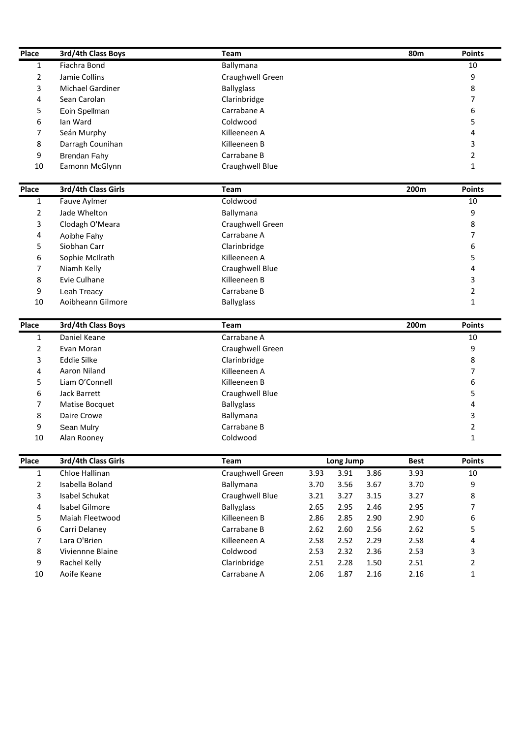| Place | 3rd/4th Class Boys | Team | 80m | Points |
|---|---|---|---|---|
| 1 | Fiachra Bond | Ballymana | | 10 |
| 2 | Jamie Collins | Craughwell Green | | 9 |
| 3 | Michael Gardiner | Ballyglass | | 8 |
| 4 | Sean Carolan | Clarinbridge | | 7 |
| 5 | Eoin Spellman | Carrabane A | | 6 |
| 6 | Ian Ward | Coldwood | | 5 |
| 7 | Seán Murphy | Killeeneen A | | 4 |
| 8 | Darragh Counihan | Killeeneen B | | 3 |
| 9 | Brendan Fahy | Carrabane B | | 2 |
| 10 | Eamonn McGlynn | Craughwell Blue | | 1 |

| Place | 3rd/4th Class Girls | Team | 200m | Points |
|---|---|---|---|---|
| 1 | Fauve Aylmer | Coldwood | | 10 |
| 2 | Jade Whelton | Ballymana | | 9 |
| 3 | Clodagh O'Meara | Craughwell Green | | 8 |
| 4 | Aoibhe Fahy | Carrabane A | | 7 |
| 5 | Siobhan Carr | Clarinbridge | | 6 |
| 6 | Sophie McIlrath | Killeeneen A | | 5 |
| 7 | Niamh Kelly | Craughwell Blue | | 4 |
| 8 | Evie Culhane | Killeeneen B | | 3 |
| 9 | Leah Treacy | Carrabane B | | 2 |
| 10 | Aoibheann Gilmore | Ballyglass | | 1 |

| Place | 3rd/4th Class Boys | Team | 200m | Points |
|---|---|---|---|---|
| 1 | Daniel Keane | Carrabane A | | 10 |
| 2 | Evan Moran | Craughwell Green | | 9 |
| 3 | Eddie Silke | Clarinbridge | | 8 |
| 4 | Aaron Niland | Killeeneen A | | 7 |
| 5 | Liam O'Connell | Killeeneen B | | 6 |
| 6 | Jack Barrett | Craughwell Blue | | 5 |
| 7 | Matise Bocquet | Ballyglass | | 4 |
| 8 | Daire Crowe | Ballymana | | 3 |
| 9 | Sean Mulry | Carrabane B | | 2 |
| 10 | Alan Rooney | Coldwood | | 1 |

| Place | 3rd/4th Class Girls | Team | Long Jump | | | Best | Points |
|---|---|---|---|---|---|---|---|
| 1 | Chloe Hallinan | Craughwell Green | 3.93 | 3.91 | 3.86 | 3.93 | 10 |
| 2 | Isabella Boland | Ballymana | 3.70 | 3.56 | 3.67 | 3.70 | 9 |
| 3 | Isabel Schukat | Craughwell Blue | 3.21 | 3.27 | 3.15 | 3.27 | 8 |
| 4 | Isabel Gilmore | Ballyglass | 2.65 | 2.95 | 2.46 | 2.95 | 7 |
| 5 | Maiah Fleetwood | Killeeneen B | 2.86 | 2.85 | 2.90 | 2.90 | 6 |
| 6 | Carri Delaney | Carrabane B | 2.62 | 2.60 | 2.56 | 2.62 | 5 |
| 7 | Lara O'Brien | Killeeneen A | 2.58 | 2.52 | 2.29 | 2.58 | 4 |
| 8 | Viviennne Blaine | Coldwood | 2.53 | 2.32 | 2.36 | 2.53 | 3 |
| 9 | Rachel Kelly | Clarinbridge | 2.51 | 2.28 | 1.50 | 2.51 | 2 |
| 10 | Aoife Keane | Carrabane A | 2.06 | 1.87 | 2.16 | 2.16 | 1 |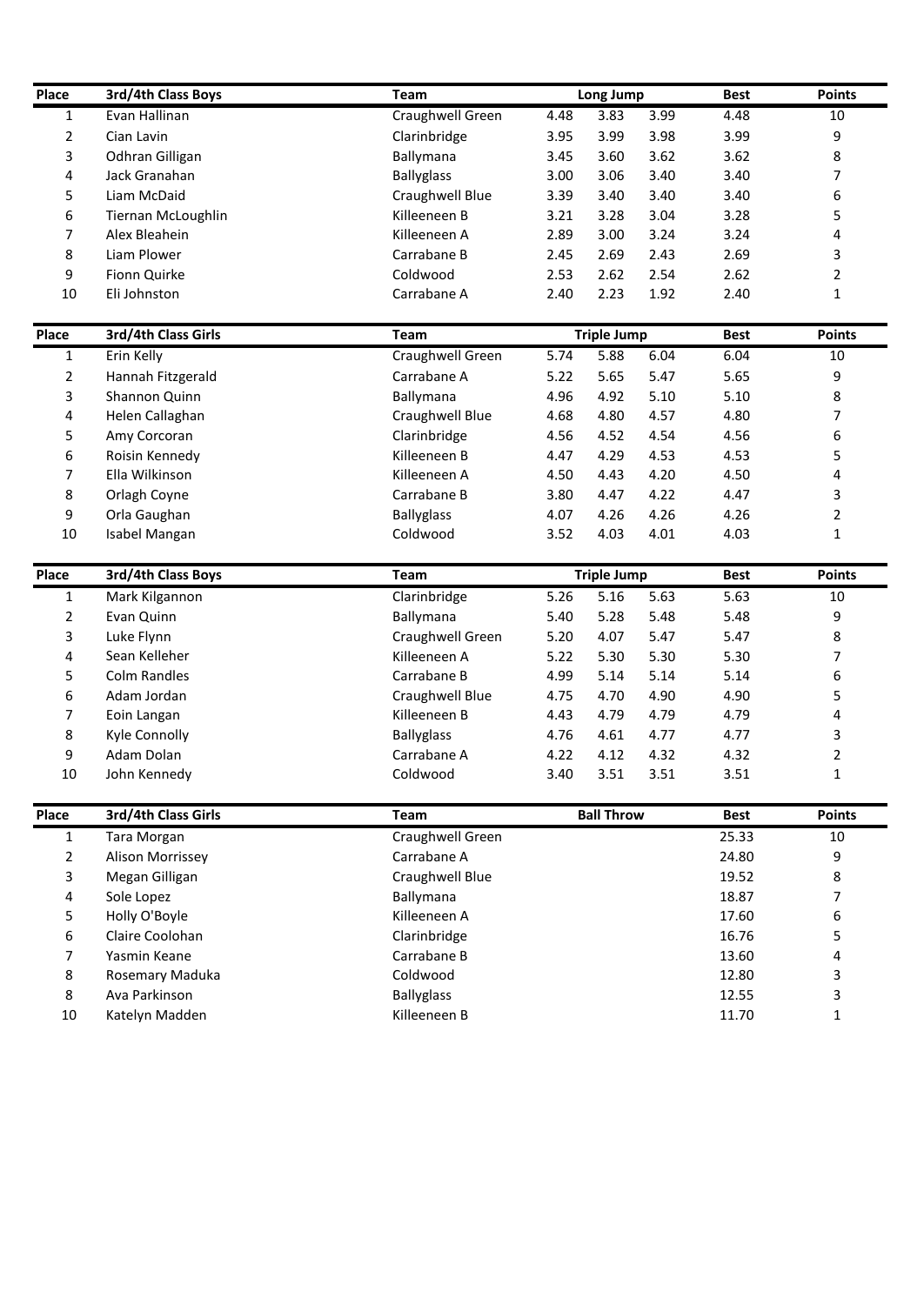| Place | 3rd/4th Class Boys | Team | Long Jump | | | Best | Points |
|---|---|---|---|---|---|---|---|
| 1 | Evan Hallinan | Craughwell Green | 4.48 | 3.83 | 3.99 | 4.48 | 10 |
| 2 | Cian Lavin | Clarinbridge | 3.95 | 3.99 | 3.98 | 3.99 | 9 |
| 3 | Odhran Gilligan | Ballymana | 3.45 | 3.60 | 3.62 | 3.62 | 8 |
| 4 | Jack Granahan | Ballyglass | 3.00 | 3.06 | 3.40 | 3.40 | 7 |
| 5 | Liam McDaid | Craughwell Blue | 3.39 | 3.40 | 3.40 | 3.40 | 6 |
| 6 | Tiernan McLoughlin | Killeeneen B | 3.21 | 3.28 | 3.04 | 3.28 | 5 |
| 7 | Alex Bleahein | Killeeneen A | 2.89 | 3.00 | 3.24 | 3.24 | 4 |
| 8 | Liam Plower | Carrabane B | 2.45 | 2.69 | 2.43 | 2.69 | 3 |
| 9 | Fionn Quirke | Coldwood | 2.53 | 2.62 | 2.54 | 2.62 | 2 |
| 10 | Eli Johnston | Carrabane A | 2.40 | 2.23 | 1.92 | 2.40 | 1 |

| Place | 3rd/4th Class Girls | Team | Triple Jump | | | Best | Points |
|---|---|---|---|---|---|---|---|
| 1 | Erin Kelly | Craughwell Green | 5.74 | 5.88 | 6.04 | 6.04 | 10 |
| 2 | Hannah Fitzgerald | Carrabane A | 5.22 | 5.65 | 5.47 | 5.65 | 9 |
| 3 | Shannon Quinn | Ballymana | 4.96 | 4.92 | 5.10 | 5.10 | 8 |
| 4 | Helen Callaghan | Craughwell Blue | 4.68 | 4.80 | 4.57 | 4.80 | 7 |
| 5 | Amy Corcoran | Clarinbridge | 4.56 | 4.52 | 4.54 | 4.56 | 6 |
| 6 | Roisin Kennedy | Killeeneen B | 4.47 | 4.29 | 4.53 | 4.53 | 5 |
| 7 | Ella Wilkinson | Killeeneen A | 4.50 | 4.43 | 4.20 | 4.50 | 4 |
| 8 | Orlagh Coyne | Carrabane B | 3.80 | 4.47 | 4.22 | 4.47 | 3 |
| 9 | Orla Gaughan | Ballyglass | 4.07 | 4.26 | 4.26 | 4.26 | 2 |
| 10 | Isabel Mangan | Coldwood | 3.52 | 4.03 | 4.01 | 4.03 | 1 |

| Place | 3rd/4th Class Boys | Team | Triple Jump | | | Best | Points |
|---|---|---|---|---|---|---|---|
| 1 | Mark Kilgannon | Clarinbridge | 5.26 | 5.16 | 5.63 | 5.63 | 10 |
| 2 | Evan Quinn | Ballymana | 5.40 | 5.28 | 5.48 | 5.48 | 9 |
| 3 | Luke Flynn | Craughwell Green | 5.20 | 4.07 | 5.47 | 5.47 | 8 |
| 4 | Sean Kelleher | Killeeneen A | 5.22 | 5.30 | 5.30 | 5.30 | 7 |
| 5 | Colm Randles | Carrabane B | 4.99 | 5.14 | 5.14 | 5.14 | 6 |
| 6 | Adam Jordan | Craughwell Blue | 4.75 | 4.70 | 4.90 | 4.90 | 5 |
| 7 | Eoin Langan | Killeeneen B | 4.43 | 4.79 | 4.79 | 4.79 | 4 |
| 8 | Kyle Connolly | Ballyglass | 4.76 | 4.61 | 4.77 | 4.77 | 3 |
| 9 | Adam Dolan | Carrabane A | 4.22 | 4.12 | 4.32 | 4.32 | 2 |
| 10 | John Kennedy | Coldwood | 3.40 | 3.51 | 3.51 | 3.51 | 1 |

| Place | 3rd/4th Class Girls | Team | Ball Throw | Best | Points |
|---|---|---|---|---|---|
| 1 | Tara Morgan | Craughwell Green | | 25.33 | 10 |
| 2 | Alison Morrissey | Carrabane A | | 24.80 | 9 |
| 3 | Megan Gilligan | Craughwell Blue | | 19.52 | 8 |
| 4 | Sole Lopez | Ballymana | | 18.87 | 7 |
| 5 | Holly O'Boyle | Killeeneen A | | 17.60 | 6 |
| 6 | Claire Coolohan | Clarinbridge | | 16.76 | 5 |
| 7 | Yasmin Keane | Carrabane B | | 13.60 | 4 |
| 8 | Rosemary Maduka | Coldwood | | 12.80 | 3 |
| 8 | Ava Parkinson | Ballyglass | | 12.55 | 3 |
| 10 | Katelyn Madden | Killeeneen B | | 11.70 | 1 |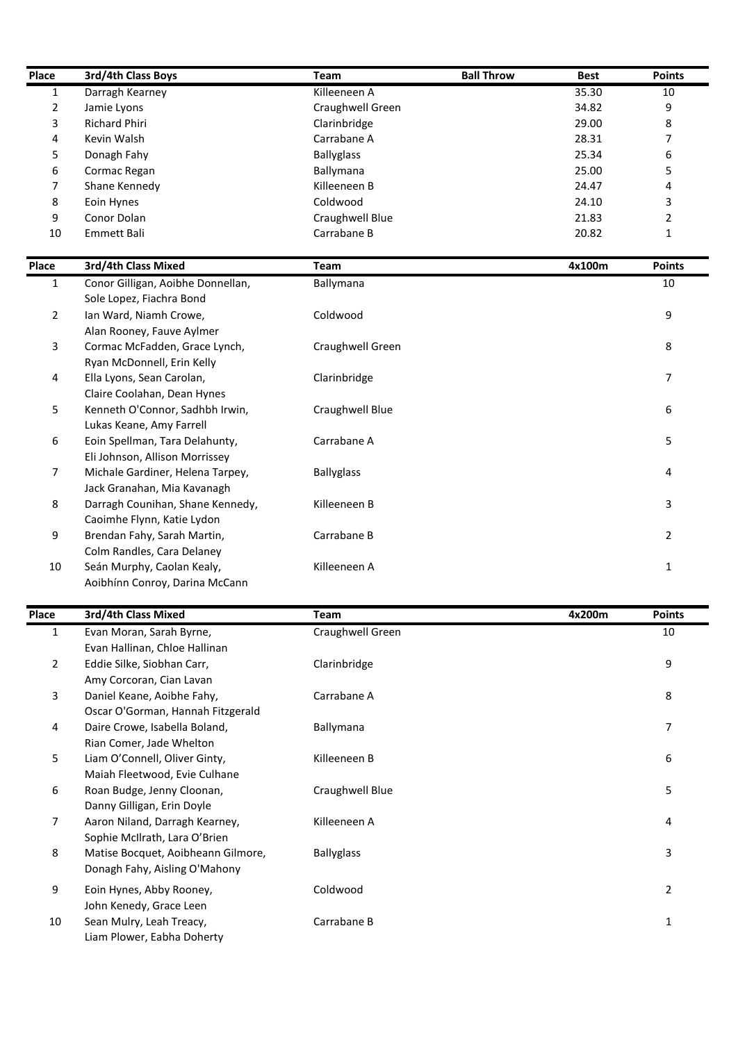| Place | 3rd/4th Class Boys | Team | Ball Throw | Best | Points |
|---|---|---|---|---|---|
| 1 | Darragh Kearney | Killeeneen A | | 35.30 | 10 |
| 2 | Jamie Lyons | Craughwell Green | | 34.82 | 9 |
| 3 | Richard Phiri | Clarinbridge | | 29.00 | 8 |
| 4 | Kevin Walsh | Carrabane A | | 28.31 | 7 |
| 5 | Donagh Fahy | Ballyglass | | 25.34 | 6 |
| 6 | Cormac Regan | Ballymana | | 25.00 | 5 |
| 7 | Shane Kennedy | Killeeneen B | | 24.47 | 4 |
| 8 | Eoin Hynes | Coldwood | | 24.10 | 3 |
| 9 | Conor Dolan | Craughwell Blue | | 21.83 | 2 |
| 10 | Emmett Bali | Carrabane B | | 20.82 | 1 |

| Place | 3rd/4th Class Mixed | Team | 4x100m | Points |
|---|---|---|---|---|
| 1 | Conor Gilligan, Aoibhe Donnellan, Sole Lopez, Fiachra Bond | Ballymana | | 10 |
| 2 | Ian Ward, Niamh Crowe, Alan Rooney, Fauve Aylmer | Coldwood | | 9 |
| 3 | Cormac McFadden, Grace Lynch, Ryan McDonnell, Erin Kelly | Craughwell Green | | 8 |
| 4 | Ella Lyons, Sean Carolan, Claire Coolahan, Dean Hynes | Clarinbridge | | 7 |
| 5 | Kenneth O'Connor, Sadhbh Irwin, Lukas Keane, Amy Farrell | Craughwell Blue | | 6 |
| 6 | Eoin Spellman, Tara Delahunty, Eli Johnson, Allison Morrissey | Carrabane A | | 5 |
| 7 | Michale Gardiner, Helena Tarpey, Jack Granahan, Mia Kavanagh | Ballyglass | | 4 |
| 8 | Darragh Counihan, Shane Kennedy, Caoimhe Flynn, Katie Lydon | Killeeneen B | | 3 |
| 9 | Brendan Fahy, Sarah Martin, Colm Randles, Cara Delaney | Carrabane B | | 2 |
| 10 | Seán Murphy, Caolan Kealy, Aoibhínn Conroy, Darina McCann | Killeeneen A | | 1 |

| Place | 3rd/4th Class Mixed | Team | 4x200m | Points |
|---|---|---|---|---|
| 1 | Evan Moran, Sarah Byrne, Evan Hallinan, Chloe Hallinan | Craughwell Green | | 10 |
| 2 | Eddie Silke, Siobhan Carr, Amy Corcoran, Cian Lavan | Clarinbridge | | 9 |
| 3 | Daniel Keane, Aoibhe Fahy, Oscar O'Gorman, Hannah Fitzgerald | Carrabane A | | 8 |
| 4 | Daire Crowe, Isabella Boland, Rian Comer, Jade Whelton | Ballymana | | 7 |
| 5 | Liam O'Connell, Oliver Ginty, Maiah Fleetwood, Evie Culhane | Killeeneen B | | 6 |
| 6 | Roan Budge, Jenny Cloonan, Danny Gilligan, Erin Doyle | Craughwell Blue | | 5 |
| 7 | Aaron Niland, Darragh Kearney, Sophie McIlrath, Lara O'Brien | Killeeneen A | | 4 |
| 8 | Matise Bocquet, Aoibheann Gilmore, Donagh Fahy, Aisling O'Mahony | Ballyglass | | 3 |
| 9 | Eoin Hynes, Abby Rooney, John Kenedy, Grace Leen | Coldwood | | 2 |
| 10 | Sean Mulry, Leah Treacy, Liam Plower, Eabha Doherty | Carrabane B | | 1 |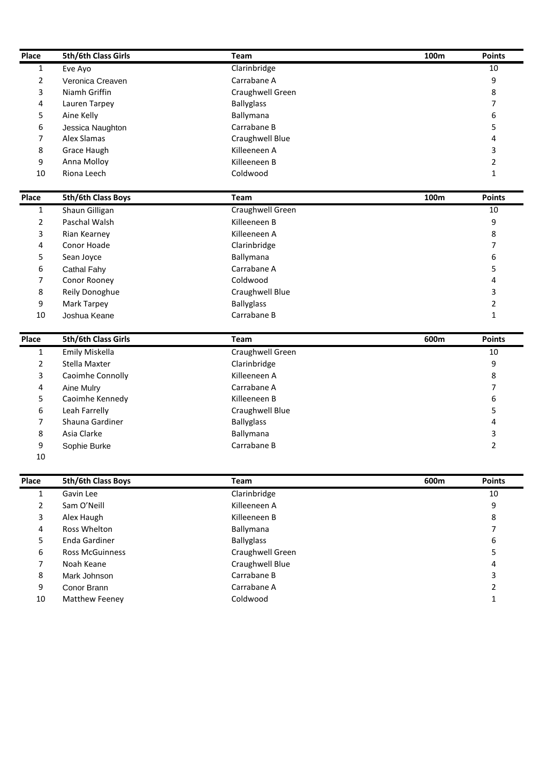| Place | 5th/6th Class Girls | Team | 100m | Points |
|---|---|---|---|---|
| 1 | Eve Ayo | Clarinbridge | | 10 |
| 2 | Veronica Creaven | Carrabane A | | 9 |
| 3 | Niamh Griffin | Craughwell Green | | 8 |
| 4 | Lauren Tarpey | Ballyglass | | 7 |
| 5 | Aine Kelly | Ballymana | | 6 |
| 6 | Jessica Naughton | Carrabane B | | 5 |
| 7 | Alex Slamas | Craughwell Blue | | 4 |
| 8 | Grace Haugh | Killeeneen A | | 3 |
| 9 | Anna Molloy | Killeeneen B | | 2 |
| 10 | Riona Leech | Coldwood | | 1 |

| Place | 5th/6th Class Boys | Team | 100m | Points |
|---|---|---|---|---|
| 1 | Shaun Gilligan | Craughwell Green | | 10 |
| 2 | Paschal Walsh | Killeeneen B | | 9 |
| 3 | Rian Kearney | Killeeneen A | | 8 |
| 4 | Conor Hoade | Clarinbridge | | 7 |
| 5 | Sean Joyce | Ballymana | | 6 |
| 6 | Cathal Fahy | Carrabane A | | 5 |
| 7 | Conor Rooney | Coldwood | | 4 |
| 8 | Reily Donoghue | Craughwell Blue | | 3 |
| 9 | Mark Tarpey | Ballyglass | | 2 |
| 10 | Joshua Keane | Carrabane B | | 1 |

| Place | 5th/6th Class Girls | Team | 600m | Points |
|---|---|---|---|---|
| 1 | Emily Miskella | Craughwell Green | | 10 |
| 2 | Stella Maxter | Clarinbridge | | 9 |
| 3 | Caoimhe Connolly | Killeeneen A | | 8 |
| 4 | Aine Mulry | Carrabane A | | 7 |
| 5 | Caoimhe Kennedy | Killeeneen B | | 6 |
| 6 | Leah Farrelly | Craughwell Blue | | 5 |
| 7 | Shauna Gardiner | Ballyglass | | 4 |
| 8 | Asia Clarke | Ballymana | | 3 |
| 9 | Sophie Burke | Carrabane B | | 2 |
| 10 | | | | |

| Place | 5th/6th Class Boys | Team | 600m | Points |
|---|---|---|---|---|
| 1 | Gavin Lee | Clarinbridge | | 10 |
| 2 | Sam O'Neill | Killeeneen A | | 9 |
| 3 | Alex Haugh | Killeeneen B | | 8 |
| 4 | Ross Whelton | Ballymana | | 7 |
| 5 | Enda Gardiner | Ballyglass | | 6 |
| 6 | Ross McGuinness | Craughwell Green | | 5 |
| 7 | Noah Keane | Craughwell Blue | | 4 |
| 8 | Mark Johnson | Carrabane B | | 3 |
| 9 | Conor Brann | Carrabane A | | 2 |
| 10 | Matthew Feeney | Coldwood | | 1 |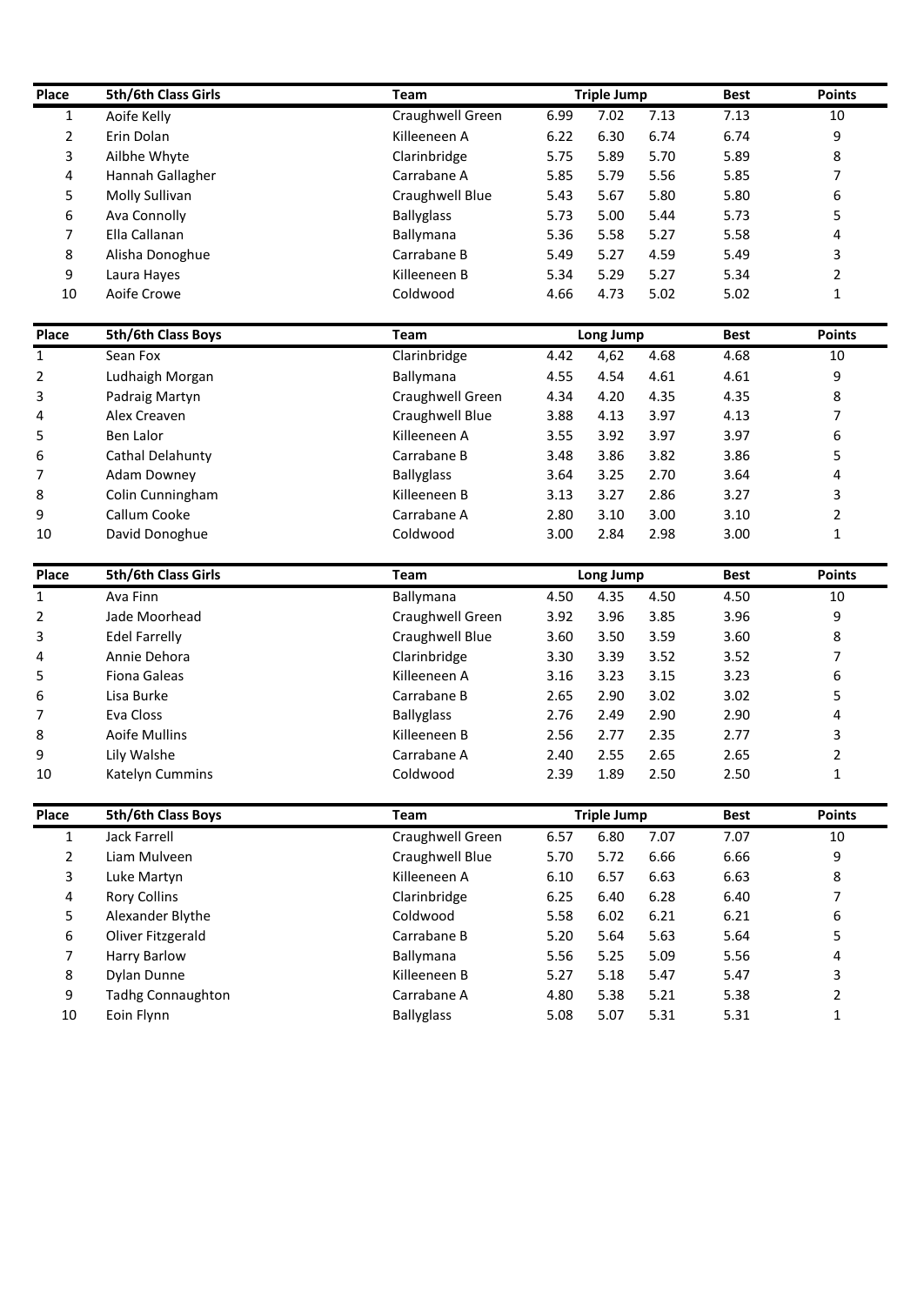| Place | 5th/6th Class Girls | Team | Triple Jump | | | Best | Points |
|---|---|---|---|---|---|---|---|
| 1 | Aoife Kelly | Craughwell Green | 6.99 | 7.02 | 7.13 | 7.13 | 10 |
| 2 | Erin Dolan | Killeeneen A | 6.22 | 6.30 | 6.74 | 6.74 | 9 |
| 3 | Ailbhe Whyte | Clarinbridge | 5.75 | 5.89 | 5.70 | 5.89 | 8 |
| 4 | Hannah Gallagher | Carrabane A | 5.85 | 5.79 | 5.56 | 5.85 | 7 |
| 5 | Molly Sullivan | Craughwell Blue | 5.43 | 5.67 | 5.80 | 5.80 | 6 |
| 6 | Ava Connolly | Ballyglass | 5.73 | 5.00 | 5.44 | 5.73 | 5 |
| 7 | Ella Callanan | Ballymana | 5.36 | 5.58 | 5.27 | 5.58 | 4 |
| 8 | Alisha Donoghue | Carrabane B | 5.49 | 5.27 | 4.59 | 5.49 | 3 |
| 9 | Laura Hayes | Killeeneen B | 5.34 | 5.29 | 5.27 | 5.34 | 2 |
| 10 | Aoife Crowe | Coldwood | 4.66 | 4.73 | 5.02 | 5.02 | 1 |

| Place | 5th/6th Class Boys | Team | Long Jump | | | Best | Points |
|---|---|---|---|---|---|---|---|
| 1 | Sean Fox | Clarinbridge | 4.42 | 4,62 | 4.68 | 4.68 | 10 |
| 2 | Ludhaigh Morgan | Ballymana | 4.55 | 4.54 | 4.61 | 4.61 | 9 |
| 3 | Padraig Martyn | Craughwell Green | 4.34 | 4.20 | 4.35 | 4.35 | 8 |
| 4 | Alex Creaven | Craughwell Blue | 3.88 | 4.13 | 3.97 | 4.13 | 7 |
| 5 | Ben Lalor | Killeeneen A | 3.55 | 3.92 | 3.97 | 3.97 | 6 |
| 6 | Cathal Delahunty | Carrabane B | 3.48 | 3.86 | 3.82 | 3.86 | 5 |
| 7 | Adam Downey | Ballyglass | 3.64 | 3.25 | 2.70 | 3.64 | 4 |
| 8 | Colin Cunningham | Killeeneen B | 3.13 | 3.27 | 2.86 | 3.27 | 3 |
| 9 | Callum Cooke | Carrabane A | 2.80 | 3.10 | 3.00 | 3.10 | 2 |
| 10 | David Donoghue | Coldwood | 3.00 | 2.84 | 2.98 | 3.00 | 1 |

| Place | 5th/6th Class Girls | Team | Long Jump | | | Best | Points |
|---|---|---|---|---|---|---|---|
| 1 | Ava Finn | Ballymana | 4.50 | 4.35 | 4.50 | 4.50 | 10 |
| 2 | Jade Moorhead | Craughwell Green | 3.92 | 3.96 | 3.85 | 3.96 | 9 |
| 3 | Edel Farrelly | Craughwell Blue | 3.60 | 3.50 | 3.59 | 3.60 | 8 |
| 4 | Annie Dehora | Clarinbridge | 3.30 | 3.39 | 3.52 | 3.52 | 7 |
| 5 | Fiona Galeas | Killeeneen A | 3.16 | 3.23 | 3.15 | 3.23 | 6 |
| 6 | Lisa Burke | Carrabane B | 2.65 | 2.90 | 3.02 | 3.02 | 5 |
| 7 | Eva Closs | Ballyglass | 2.76 | 2.49 | 2.90 | 2.90 | 4 |
| 8 | Aoife Mullins | Killeeneen B | 2.56 | 2.77 | 2.35 | 2.77 | 3 |
| 9 | Lily Walshe | Carrabane A | 2.40 | 2.55 | 2.65 | 2.65 | 2 |
| 10 | Katelyn Cummins | Coldwood | 2.39 | 1.89 | 2.50 | 2.50 | 1 |

| Place | 5th/6th Class Boys | Team | Triple Jump | | | Best | Points |
|---|---|---|---|---|---|---|---|
| 1 | Jack Farrell | Craughwell Green | 6.57 | 6.80 | 7.07 | 7.07 | 10 |
| 2 | Liam Mulveen | Craughwell Blue | 5.70 | 5.72 | 6.66 | 6.66 | 9 |
| 3 | Luke Martyn | Killeeneen A | 6.10 | 6.57 | 6.63 | 6.63 | 8 |
| 4 | Rory Collins | Clarinbridge | 6.25 | 6.40 | 6.28 | 6.40 | 7 |
| 5 | Alexander Blythe | Coldwood | 5.58 | 6.02 | 6.21 | 6.21 | 6 |
| 6 | Oliver Fitzgerald | Carrabane B | 5.20 | 5.64 | 5.63 | 5.64 | 5 |
| 7 | Harry Barlow | Ballymana | 5.56 | 5.25 | 5.09 | 5.56 | 4 |
| 8 | Dylan Dunne | Killeeneen B | 5.27 | 5.18 | 5.47 | 5.47 | 3 |
| 9 | Tadhg Connaughton | Carrabane A | 4.80 | 5.38 | 5.21 | 5.38 | 2 |
| 10 | Eoin Flynn | Ballyglass | 5.08 | 5.07 | 5.31 | 5.31 | 1 |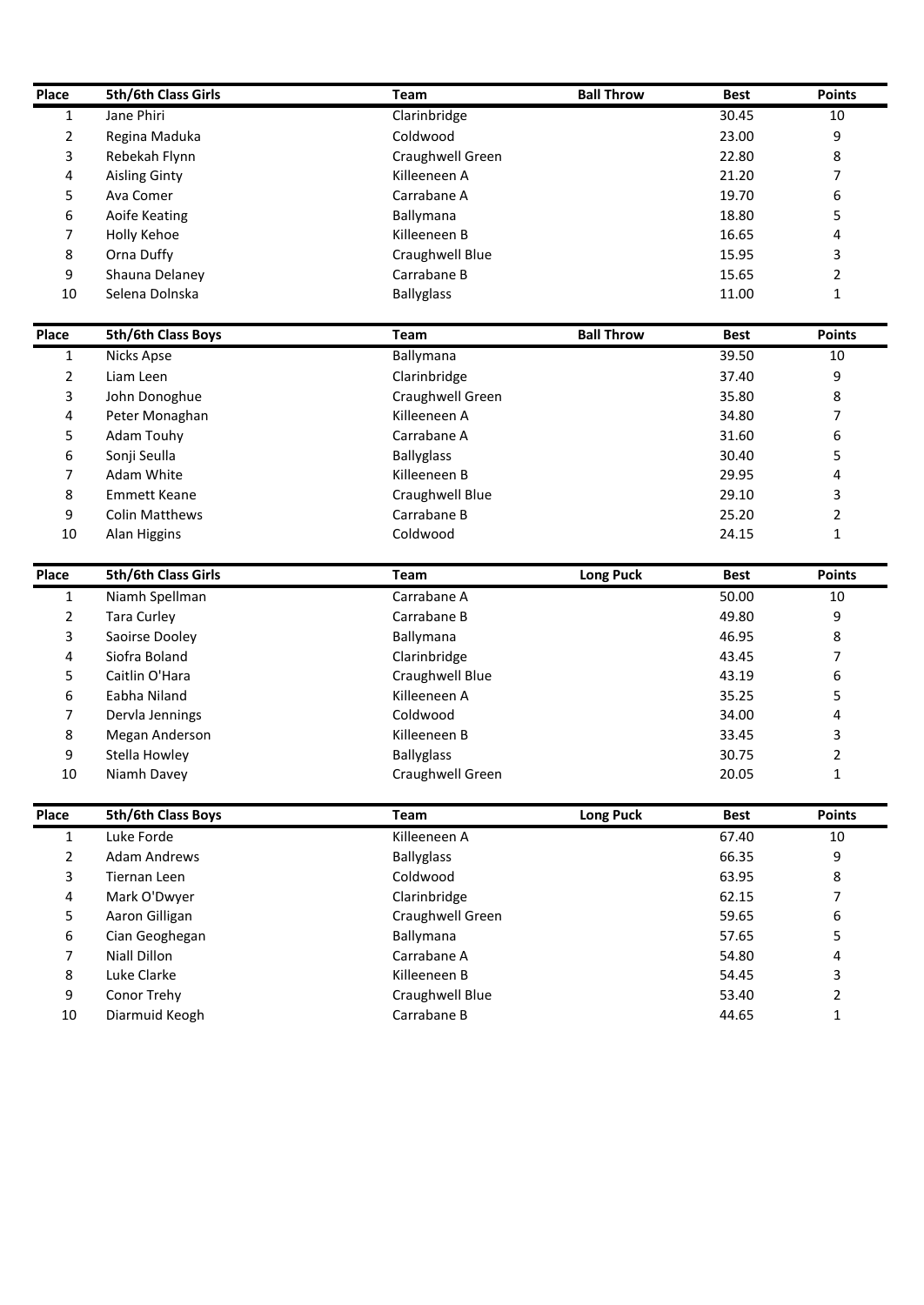| Place | 5th/6th Class Girls | Team | Ball Throw | Best | Points |
|---|---|---|---|---|---|
| 1 | Jane Phiri | Clarinbridge | | 30.45 | 10 |
| 2 | Regina Maduka | Coldwood | | 23.00 | 9 |
| 3 | Rebekah Flynn | Craughwell Green | | 22.80 | 8 |
| 4 | Aisling Ginty | Killeeneen A | | 21.20 | 7 |
| 5 | Ava Comer | Carrabane A | | 19.70 | 6 |
| 6 | Aoife Keating | Ballymana | | 18.80 | 5 |
| 7 | Holly Kehoe | Killeeneen B | | 16.65 | 4 |
| 8 | Orna Duffy | Craughwell Blue | | 15.95 | 3 |
| 9 | Shauna Delaney | Carrabane B | | 15.65 | 2 |
| 10 | Selena Dolnska | Ballyglass | | 11.00 | 1 |

| Place | 5th/6th Class Boys | Team | Ball Throw | Best | Points |
|---|---|---|---|---|---|
| 1 | Nicks Apse | Ballymana | | 39.50 | 10 |
| 2 | Liam Leen | Clarinbridge | | 37.40 | 9 |
| 3 | John Donoghue | Craughwell Green | | 35.80 | 8 |
| 4 | Peter Monaghan | Killeeneen A | | 34.80 | 7 |
| 5 | Adam Touhy | Carrabane A | | 31.60 | 6 |
| 6 | Sonji Seulla | Ballyglass | | 30.40 | 5 |
| 7 | Adam White | Killeeneen B | | 29.95 | 4 |
| 8 | Emmett Keane | Craughwell Blue | | 29.10 | 3 |
| 9 | Colin Matthews | Carrabane B | | 25.20 | 2 |
| 10 | Alan Higgins | Coldwood | | 24.15 | 1 |

| Place | 5th/6th Class Girls | Team | Long Puck | Best | Points |
|---|---|---|---|---|---|
| 1 | Niamh Spellman | Carrabane A | | 50.00 | 10 |
| 2 | Tara Curley | Carrabane B | | 49.80 | 9 |
| 3 | Saoirse Dooley | Ballymana | | 46.95 | 8 |
| 4 | Siofra Boland | Clarinbridge | | 43.45 | 7 |
| 5 | Caitlin O'Hara | Craughwell Blue | | 43.19 | 6 |
| 6 | Eabha Niland | Killeeneen A | | 35.25 | 5 |
| 7 | Dervla Jennings | Coldwood | | 34.00 | 4 |
| 8 | Megan Anderson | Killeeneen B | | 33.45 | 3 |
| 9 | Stella Howley | Ballyglass | | 30.75 | 2 |
| 10 | Niamh Davey | Craughwell Green | | 20.05 | 1 |

| Place | 5th/6th Class Boys | Team | Long Puck | Best | Points |
|---|---|---|---|---|---|
| 1 | Luke Forde | Killeeneen A | | 67.40 | 10 |
| 2 | Adam Andrews | Ballyglass | | 66.35 | 9 |
| 3 | Tiernan Leen | Coldwood | | 63.95 | 8 |
| 4 | Mark O'Dwyer | Clarinbridge | | 62.15 | 7 |
| 5 | Aaron Gilligan | Craughwell Green | | 59.65 | 6 |
| 6 | Cian Geoghegan | Ballymana | | 57.65 | 5 |
| 7 | Niall Dillon | Carrabane A | | 54.80 | 4 |
| 8 | Luke Clarke | Killeeneen B | | 54.45 | 3 |
| 9 | Conor Trehy | Craughwell Blue | | 53.40 | 2 |
| 10 | Diarmuid Keogh | Carrabane B | | 44.65 | 1 |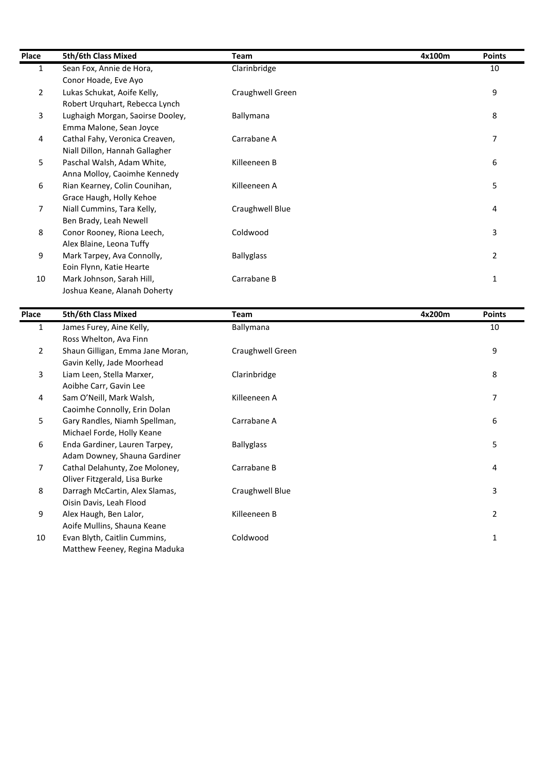| Place | 5th/6th Class Mixed | Team | 4x100m | Points |
|---|---|---|---|---|
| 1 | Sean Fox, Annie de Hora, Conor Hoade, Eve Ayo | Clarinbridge | | 10 |
| 2 | Lukas Schukat, Aoife Kelly, Robert Urquhart, Rebecca Lynch | Craughwell Green | | 9 |
| 3 | Lughaigh Morgan, Saoirse Dooley, Emma Malone, Sean Joyce | Ballymana | | 8 |
| 4 | Cathal Fahy, Veronica Creaven, Niall Dillon, Hannah Gallagher | Carrabane A | | 7 |
| 5 | Paschal Walsh, Adam White, Anna Molloy, Caoimhe Kennedy | Killeeneen B | | 6 |
| 6 | Rian Kearney, Colin Counihan, Grace Haugh, Holly Kehoe | Killeeneen A | | 5 |
| 7 | Niall Cummins, Tara Kelly, Ben Brady, Leah Newell | Craughwell Blue | | 4 |
| 8 | Conor Rooney, Riona Leech, Alex Blaine, Leona Tuffy | Coldwood | | 3 |
| 9 | Mark Tarpey, Ava Connolly, Eoin Flynn, Katie Hearte | Ballyglass | | 2 |
| 10 | Mark Johnson, Sarah Hill, Joshua Keane, Alanah Doherty | Carrabane B | | 1 |

| Place | 5th/6th Class Mixed | Team | 4x200m | Points |
|---|---|---|---|---|
| 1 | James Furey, Aine Kelly, Ross Whelton, Ava Finn | Ballymana | | 10 |
| 2 | Shaun Gilligan, Emma Jane Moran, Gavin Kelly, Jade Moorhead | Craughwell Green | | 9 |
| 3 | Liam Leen, Stella Marxer, Aoibhe Carr, Gavin Lee | Clarinbridge | | 8 |
| 4 | Sam O'Neill, Mark Walsh, Caoimhe Connolly, Erin Dolan | Killeeneen A | | 7 |
| 5 | Gary Randles, Niamh Spellman, Michael Forde, Holly Keane | Carrabane A | | 6 |
| 6 | Enda Gardiner, Lauren Tarpey, Adam Downey, Shauna Gardiner | Ballyglass | | 5 |
| 7 | Cathal Delahunty, Zoe Moloney, Oliver Fitzgerald, Lisa Burke | Carrabane B | | 4 |
| 8 | Darragh McCartin, Alex Slamas, Oisin Davis, Leah Flood | Craughwell Blue | | 3 |
| 9 | Alex Haugh, Ben Lalor, Aoife Mullins, Shauna Keane | Killeeneen B | | 2 |
| 10 | Evan Blyth, Caitlin Cummins, Matthew Feeney, Regina Maduka | Coldwood | | 1 |